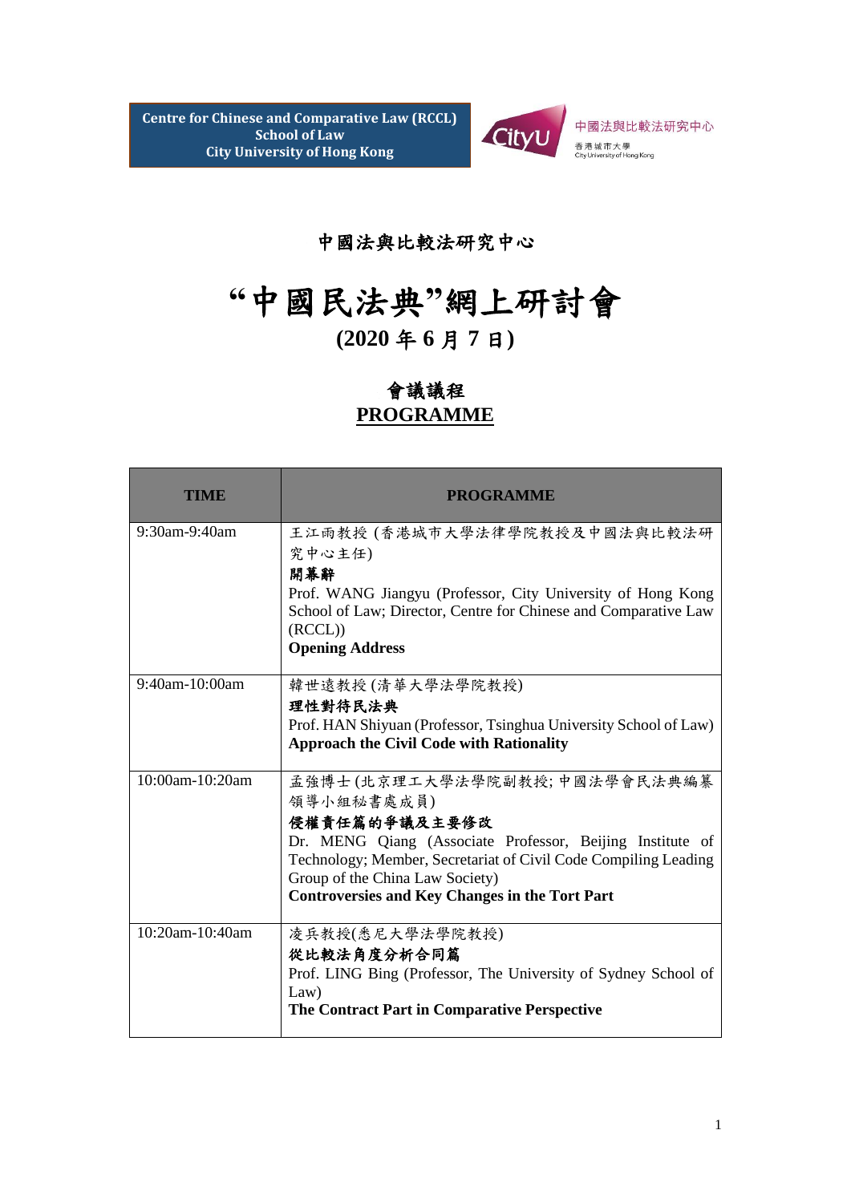**Centre for Chinese and Comparative Law (RCCL)**
**School of Law**
**City University of Hong Kong**

中國法與比較法研究中心
香港城市大學
City University of Hong Kong

## 中國法與比較法研究中心

# “中國民法典”網上研討會

## (2020 年 6 月 7 日)

## 會議議程
## PROGRAMME

| TIME | PROGRAMME |
|---|---|
| 9:30am-9:40am | 王江雨教授 (香港城市大學法律學院教授及中國法與比較法研究中心主任)<br>**開幕辭**<br>Prof. WANG Jiangyu (Professor, City University of Hong Kong School of Law; Director, Centre for Chinese and Comparative Law (RCCL))<br>**Opening Address** |
| 9:40am-10:00am | 韓世遠教授 (清華大學法學院教授)<br>**理性對待民法典**<br>Prof. HAN Shiyuan (Professor, Tsinghua University School of Law)<br>**Approach the Civil Code with Rationality** |
| 10:00am-10:20am | 孟強博士 (北京理工大學法學院副教授; 中國法學會民法典編纂領導小組秘書處成員)<br>**侵權責任篇的爭議及主要修改**<br>Dr. MENG Qiang (Associate Professor, Beijing Institute of Technology; Member, Secretariat of Civil Code Compiling Leading Group of the China Law Society)<br>**Controversies and Key Changes in the Tort Part** |
| 10:20am-10:40am | 凌兵教授(悉尼大學法學院教授)<br>**從比較法角度分析合同篇**<br>Prof. LING Bing (Professor, The University of Sydney School of Law)<br>**The Contract Part in Comparative Perspective** |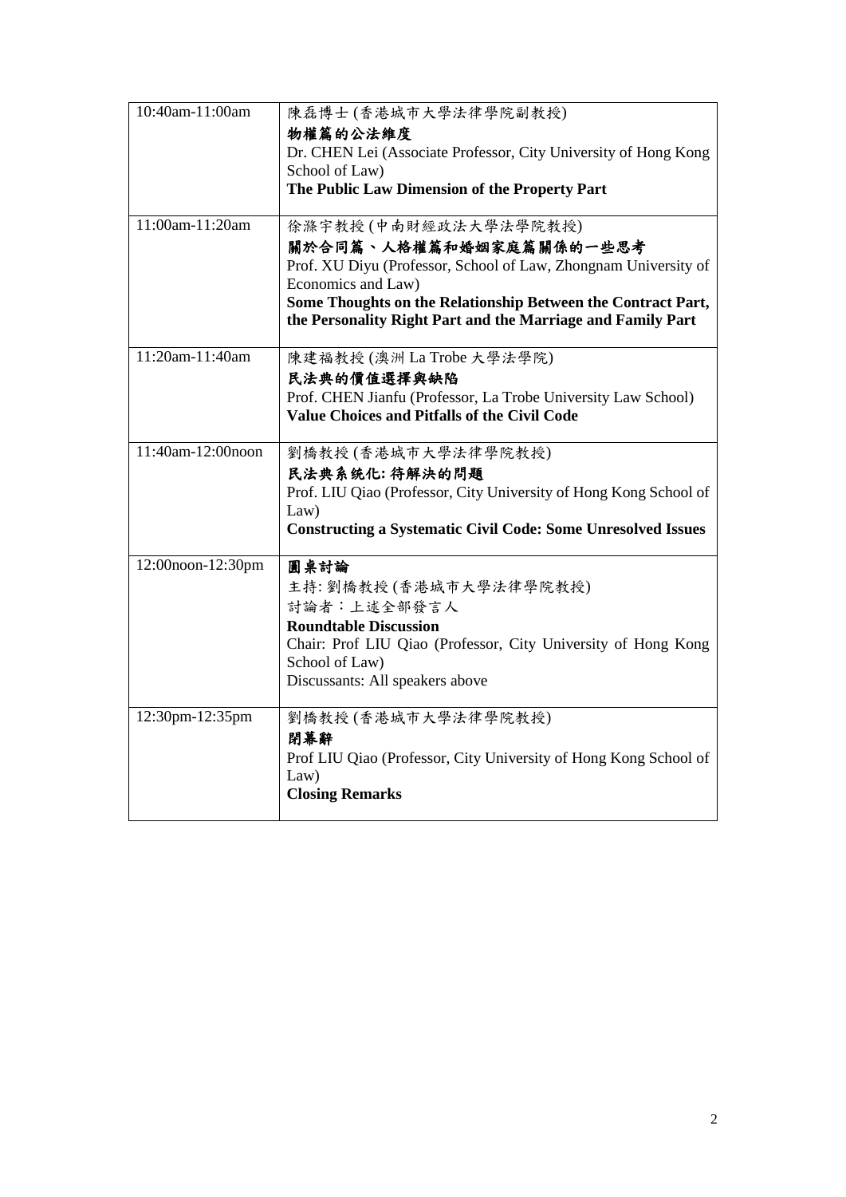| | |
|---|---|
| 10:40am-11:00am | 陳磊博士 (香港城市大學法律學院副教授)<br>**物權篇的公法維度**<br>Dr. CHEN Lei (Associate Professor, City University of Hong Kong School of Law)<br>**The Public Law Dimension of the Property Part** |
| 11:00am-11:20am | 徐滌宇教授 (中南財經政法大學法學院教授)<br>**關於合同篇、人格權篇和婚姻家庭篇關係的一些思考**<br>Prof. XU Diyu (Professor, School of Law, Zhongnam University of Economics and Law)<br>**Some Thoughts on the Relationship Between the Contract Part, the Personality Right Part and the Marriage and Family Part** |
| 11:20am-11:40am | 陳建福教授 (澳洲 La Trobe 大學法學院)<br>**民法典的價值選擇與缺陷**<br>Prof. CHEN Jianfu (Professor, La Trobe University Law School)<br>**Value Choices and Pitfalls of the Civil Code** |
| 11:40am-12:00noon | 劉橋教授 (香港城市大學法律學院教授)<br>**民法典系统化: 待解決的問題**<br>Prof. LIU Qiao (Professor, City University of Hong Kong School of Law)<br>**Constructing a Systematic Civil Code: Some Unresolved Issues** |
| 12:00noon-12:30pm | **圓桌討論**<br>主持: 劉橋教授 (香港城市大學法律學院教授)<br>討論者：上述全部發言人<br>**Roundtable Discussion**<br>Chair: Prof LIU Qiao (Professor, City University of Hong Kong School of Law)<br>Discussants: All speakers above |
| 12:30pm-12:35pm | 劉橋教授 (香港城市大學法律學院教授)<br>**閉幕辭**<br>Prof LIU Qiao (Professor, City University of Hong Kong School of Law)<br>**Closing Remarks** |